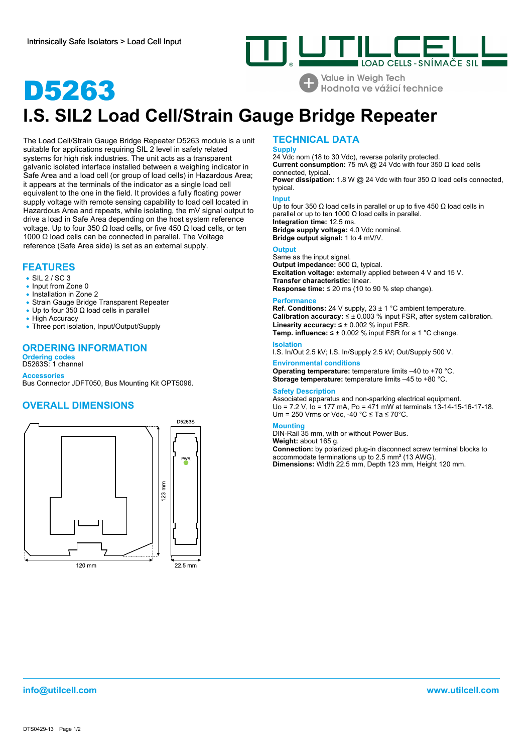Intrinsically Safe Isolators > Load Cell Input

# D5263

# I.S. SIL2 Load Cell/Strain Gauge Bridge Repeater

The Load Cell/Strain Gauge Bridge Repeater D5263 module is a unit suitable for applications requiring SIL 2 level in safety related systems for high risk industries. The unit acts as a transparent galvanic isolated interface installed between a weighing indicator in Safe Area and a load cell (or group of load cells) in Hazardous Area; it appears at the terminals of the indicator as a single load cell equivalent to the one in the field. It provides a fully floating power supply voltage with remote sensing capability to load cell located in Hazardous Area and repeats, while isolating, the mV signal output to drive a load in Safe Area depending on the host system reference voltage. Up to four 350 Ω load cells, or five 450 Ω load cells, or ten 1000 Ω load cells can be connected in parallel. The Voltage reference (Safe Area side) is set as an external supply.

## FEATURES

- SIL 2 / SC 3
- Input from Zone 0
- Installation in Zone 2
- Strain Gauge Bridge Transparent Repeater
- Up to four 350 Ω load cells in parallel
- High Accuracy
- Three port isolation, Input/Output/Supply

## ORDERING INFORMATION

### Ordering codes

D5263S: 1 channel

### Accessories

Bus Connector JDFT050, Bus Mounting Kit OPT5096.

## OVERALL DIMENSIONS

D5263S

PWR

123 mm

120 mm

22.5 mm

## TECHNICAL DATA

### Supply

24 Vdc nom (18 to 30 Vdc), reverse polarity protected.
**Current consumption:** 75 mA @ 24 Vdc with four 350 Ω load cells connected, typical.
**Power dissipation:** 1.8 W @ 24 Vdc with four 350 Ω load cells connected, typical.

### Input

Up to four 350 Ω load cells in parallel or up to five 450 Ω load cells in parallel or up to ten 1000 Ω load cells in parallel.
**Integration time:** 12.5 ms.
**Bridge supply voltage:** 4.0 Vdc nominal.
**Bridge output signal:** 1 to 4 mV/V.

### Output

Same as the input signal.
**Output impedance:** 500 Ω, typical.
**Excitation voltage:** externally applied between 4 V and 15 V.
**Transfer characteristic:** linear.
**Response time:** ≤ 20 ms (10 to 90 % step change).

### Performance

**Ref. Conditions:** 24 V supply, 23 ± 1 °C ambient temperature.
**Calibration accuracy:** ≤ ± 0.003 % input FSR, after system calibration.
**Linearity accuracy:** ≤ ± 0.002 % input FSR.
**Temp. influence:** ≤ ± 0.002 % input FSR for a 1 °C change.

### Isolation

I.S. In/Out 2.5 kV; I.S. In/Supply 2.5 kV; Out/Supply 500 V.

### Environmental conditions

**Operating temperature:** temperature limits –40 to +70 °C.
**Storage temperature:** temperature limits –45 to +80 °C.

### Safety Description

Associated apparatus and non-sparking electrical equipment.
$U_o$ = 7.2 V, $I_o$ = 177 mA, $P_o$ = 471 mW at terminals 13-14-15-16-17-18.
$U_m$ = 250 Vrms or Vdc, -40 °C ≤ Ta ≤ 70°C.

### Mounting

DIN-Rail 35 mm, with or without Power Bus.
**Weight:** about 165 g.
**Connection:** by polarized plug-in disconnect screw terminal blocks to accommodate terminations up to 2.5 mm² (13 AWG).
**Dimensions:** Width 22.5 mm, Depth 123 mm, Height 120 mm.

info@utilcell.com www.utilcell.com

DTS0429-13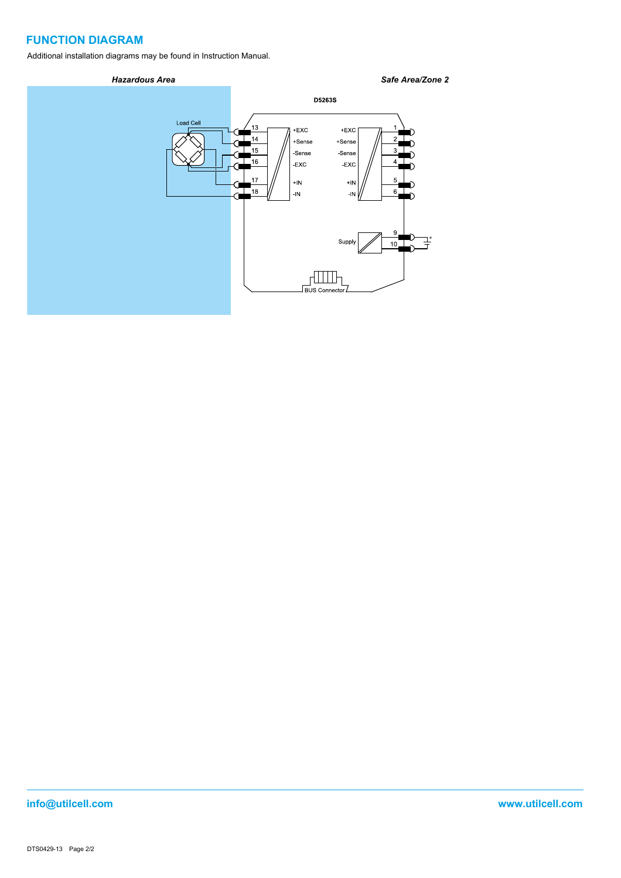## FUNCTION DIAGRAM

Additional installation diagrams may be found in Instruction Manual.

*Hazardous Area*

*Safe Area/Zone 2*

D5263S

Load Cell

13 +EXC

14 +Sense

15 -Sense

16 -EXC

17 +IN

18 -IN

+EXC 1

+Sense 2

-Sense 3

-EXC 4

+IN 5

-IN 6

Supply 9 10

BUS Connector

info@utilcell.com

www.utilcell.com

DTS0429-13